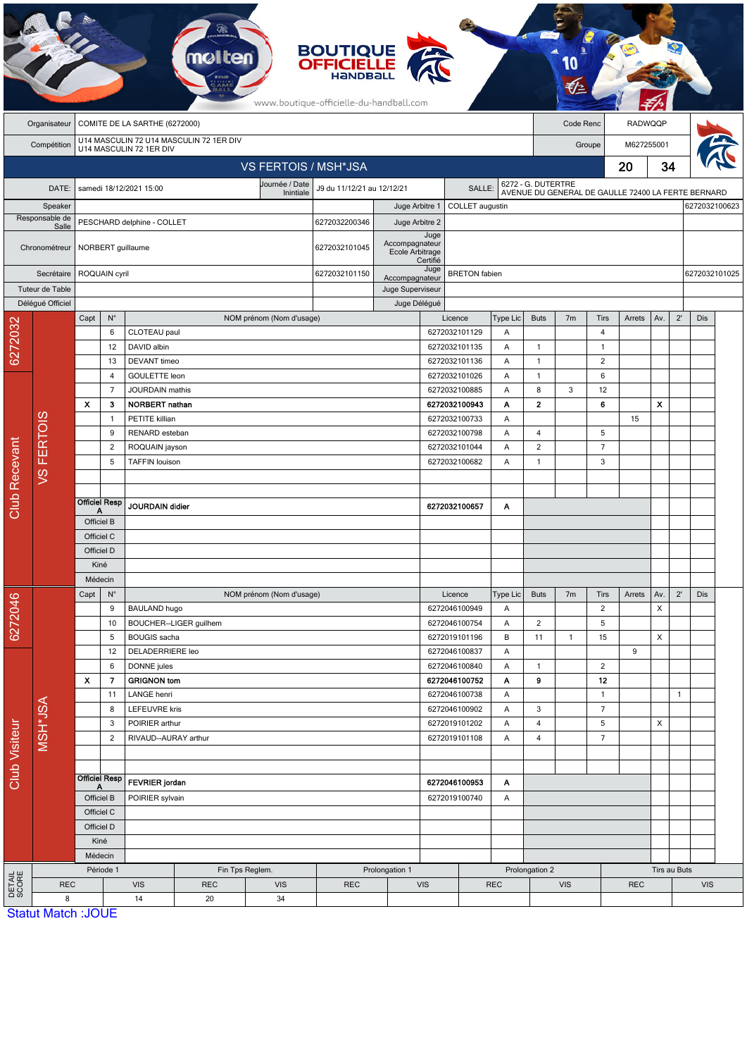BOUTIQUE OFFICIELLE HANDBALL

www.boutique-officielle-du-handball.com

| | | | |
|---|---|---|---|
| Organisateur | COMITE DE LA SARTHE (6272000) | Code Renc | RADWQQP |
| Compétition | U14 MASCULIN 72 U14 MASCULIN 72 1ER DIV U14 MASCULIN 72 1ER DIV | Groupe | M627255001 |

## VS FERTOIS / MSH*JSA — 20 - 34

| | | | | | |
|---|---|---|---|---|---|
| DATE: | samedi 18/12/2021 15:00 | Journée / Date Initiale | J9 du 11/12/21 au 12/12/21 | SALLE: | 6272 - G. DUTERTRE AVENUE DU GENERAL DE GAULLE 72400 LA FERTE BERNARD |
| Speaker | | | Juge Arbitre 1 | COLLET augustin | 6272032100623 |
| Responsable de Salle | PESCHARD delphine - COLLET | 6272032200346 | Juge Arbitre 2 | | |
| Chronométreur | NORBERT guillaume | 6272032101045 | Juge Accompagnateur Ecole Arbitrage Certifié | | |
| Secrétaire | ROQUAIN cyril | 6272032101150 | Juge Accompagnateur | BRETON fabien | 6272032101025 |
| Tuteur de Table | | | Juge Superviseur | | |
| Délégué Officiel | | | Juge Délégué | | |

### Club Recevant — 6272032 — VS FERTOIS

| Capt | N° | NOM prénom (Nom d'usage) | Licence | Type Lic | Buts | 7m | Tirs | Arrets | Av. | 2' | Dis |
|---|---|---|---|---|---|---|---|---|---|---|---|
| | 6 | CLOTEAU paul | 6272032101129 | A | | | 4 | | | | |
| | 12 | DAVID albin | 6272032101135 | A | 1 | | 1 | | | | |
| | 13 | DEVANT timeo | 6272032101136 | A | 1 | | 2 | | | | |
| | 4 | GOULETTE leon | 6272032101026 | A | 1 | | 6 | | | | |
| | 7 | JOURDAIN mathis | 6272032100885 | A | 8 | 3 | 12 | | | | |
| X | 3 | **NORBERT nathan** | **6272032100943** | **A** | **2** | | **6** | | **X** | | |
| | 1 | PETITE killian | 6272032100733 | A | | | | 15 | | | |
| | 9 | RENARD esteban | 6272032100798 | A | 4 | | 5 | | | | |
| | 2 | ROQUAIN jayson | 6272032101044 | A | 2 | | 7 | | | | |
| | 5 | TAFFIN louison | 6272032100682 | A | 1 | | 3 | | | | |
| Officiel Resp A | | **JOURDAIN didier** | **6272032100657** | **A** | | | | | | | |
| Officiel B | | | | | | | | | | | |
| Officiel C | | | | | | | | | | | |
| Officiel D | | | | | | | | | | | |
| Kiné | | | | | | | | | | | |
| Médecin | | | | | | | | | | | |

### Club Visiteur — 6272046 — MSH*JSA

| Capt | N° | NOM prénom (Nom d'usage) | Licence | Type Lic | Buts | 7m | Tirs | Arrets | Av. | 2' | Dis |
|---|---|---|---|---|---|---|---|---|---|---|---|
| | 9 | BAULAND hugo | 6272046100949 | A | | | 2 | | X | | |
| | 10 | BOUCHER--LIGER guilhem | 6272046100754 | A | 2 | | 5 | | | | |
| | 5 | BOUGIS sacha | 6272019101196 | B | 11 | 1 | 15 | | X | | |
| | 12 | DELADERRIERE leo | 6272046100837 | A | | | | 9 | | | |
| | 6 | DONNE jules | 6272046100840 | A | 1 | | 2 | | | | |
| X | 7 | **GRIGNON tom** | **6272046100752** | **A** | **9** | | **12** | | | | |
| | 11 | LANGE henri | 6272046100738 | A | | | 1 | | | 1 | |
| | 8 | LEFEUVRE kris | 6272046100902 | A | 3 | | 7 | | | | |
| | 3 | POIRIER arthur | 6272019101202 | A | 4 | | 5 | | X | | |
| | 2 | RIVAUD--AURAY arthur | 6272019101108 | A | 4 | | 7 | | | | |
| Officiel Resp A | | **FEVRIER jordan** | **6272046100953** | **A** | | | | | | | |
| Officiel B | | POIRIER sylvain | 6272019100740 | A | | | | | | | |
| Officiel C | | | | | | | | | | | |
| Officiel D | | | | | | | | | | | |
| Kiné | | | | | | | | | | | |
| Médecin | | | | | | | | | | | |

### DETAIL SCORE

| Période 1 | | Fin Tps Reglem. | | Prolongation 1 | | Prolongation 2 | | Tirs au Buts | |
|---|---|---|---|---|---|---|---|---|---|
| REC | VIS | REC | VIS | REC | VIS | REC | VIS | REC | VIS |
| 8 | 14 | 20 | 34 | | | | | | |

Statut Match :JOUE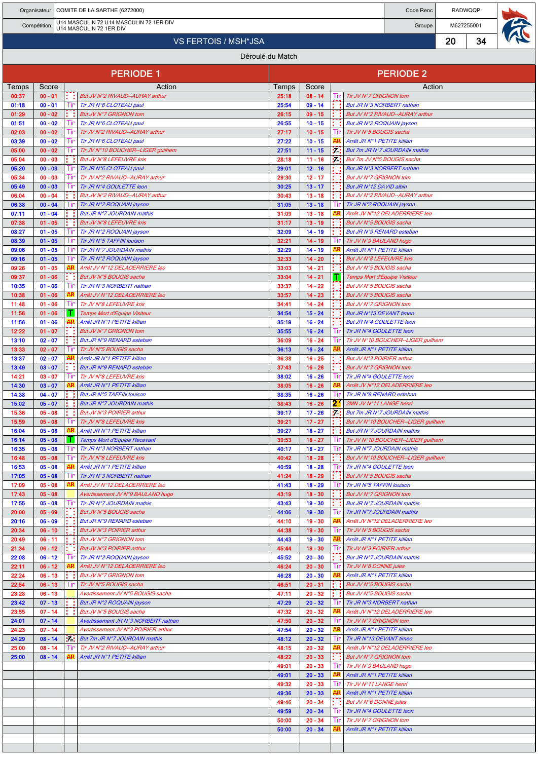| Organisateur | COMITE DE LA SARTHE (6272000) | Code Renc | RADWQQP |
|---|---|---|---|
| Compétition | U14 MASCULIN 72 U14 MASCULIN 72 1ER DIV U14 MASCULIN 72 1ER DIV | Groupe | M627255001 |

## VS FERTOIS / MSH*JSA — 20 — 34

### Déroulé du Match

| PERIODE 1 | | | | PERIODE 2 | | | |
|---|---|---|---|---|---|---|---|
| Temps | Score | | Action | Temps | Score | | Action |
| 00:37 | 00 - 01 | | But JV N°2 RIVAUD--AURAY arthur | 25:18 | 08 - 14 | Tir | Tir JV N°7 GRIGNON tom |
| 01:18 | 00 - 01 | Tir | Tir JR N°6 CLOTEAU paul | 25:54 | 09 - 14 | | But JR N°3 NORBERT nathan |
| 01:29 | 00 - 02 | | But JV N°7 GRIGNON tom | 26:15 | 09 - 15 | | But JV N°2 RIVAUD--AURAY arthur |
| 01:51 | 00 - 02 | Tir | Tir JR N°6 CLOTEAU paul | 26:55 | 10 - 15 | | But JR N°2 ROQUAIN jayson |
| 02:03 | 00 - 02 | Tir | Tir JV N°2 RIVAUD--AURAY arthur | 27:17 | 10 - 15 | Tir | Tir JV N°5 BOUGIS sacha |
| 03:39 | 00 - 02 | Tir | Tir JR N°6 CLOTEAU paul | 27:22 | 10 - 15 | AR | Arrêt JR N°1 PETITE killian |
| 05:00 | 00 - 02 | Tir | Tir JV N°10 BOUCHER--LIGER guilhem | 27:51 | 11 - 15 | 7m | But 7m JR N°7 JOURDAIN mathis |
| 05:04 | 00 - 03 | | But JV N°8 LEFEUVRE kris | 28:18 | 11 - 16 | 7m | But 7m JV N°5 BOUGIS sacha |
| 05:20 | 00 - 03 | Tir | Tir JR N°6 CLOTEAU paul | 29:01 | 12 - 16 | | But JR N°3 NORBERT nathan |
| 05:34 | 00 - 03 | Tir | Tir JV N°2 RIVAUD--AURAY arthur | 29:30 | 12 - 17 | | But JV N°7 GRIGNON tom |
| 05:49 | 00 - 03 | Tir | Tir JR N°4 GOULETTE leon | 30:25 | 13 - 17 | | But JR N°12 DAVID albin |
| 06:04 | 00 - 04 | | But JV N°2 RIVAUD--AURAY arthur | 30:43 | 13 - 18 | | But JV N°2 RIVAUD--AURAY arthur |
| 06:38 | 00 - 04 | Tir | Tir JR N°2 ROQUAIN jayson | 31:05 | 13 - 18 | Tir | Tir JR N°2 ROQUAIN jayson |
| 07:11 | 01 - 04 | | But JR N°7 JOURDAIN mathis | 31:09 | 13 - 18 | AR | Arrêt JV N°12 DELADERRIERE leo |
| 07:38 | 01 - 05 | | But JV N°8 LEFEUVRE kris | 31:17 | 13 - 19 | | But JV N°5 BOUGIS sacha |
| 08:27 | 01 - 05 | Tir | Tir JR N°2 ROQUAIN jayson | 32:09 | 14 - 19 | | But JR N°9 RENARD esteban |
| 08:39 | 01 - 05 | Tir | Tir JR N°5 TAFFIN louison | 32:21 | 14 - 19 | Tir | Tir JV N°9 BAULAND hugo |
| 09:06 | 01 - 05 | Tir | Tir JR N°7 JOURDAIN mathis | 32:29 | 14 - 19 | AR | Arrêt JR N°1 PETITE killian |
| 09:16 | 01 - 05 | Tir | Tir JR N°2 ROQUAIN jayson | 32:33 | 14 - 20 | | But JV N°8 LEFEUVRE kris |
| 09:26 | 01 - 05 | AR | Arrêt JV N°12 DELADERRIERE leo | 33:03 | 14 - 21 | | But JV N°5 BOUGIS sacha |
| 09:37 | 01 - 06 | | But JV N°5 BOUGIS sacha | 33:04 | 14 - 21 | T | Temps Mort d'Equipe Visiteur |
| 10:35 | 01 - 06 | Tir | Tir JR N°3 NORBERT nathan | 33:37 | 14 - 22 | | But JV N°5 BOUGIS sacha |
| 10:38 | 01 - 06 | AR | Arrêt JV N°12 DELADERRIERE leo | 33:57 | 14 - 23 | | But JV N°5 BOUGIS sacha |
| 11:48 | 01 - 06 | Tir | Tir JV N°8 LEFEUVRE kris | 34:41 | 14 - 24 | | But JV N°7 GRIGNON tom |
| 11:56 | 01 - 06 | T | Temps Mort d'Equipe Visiteur | 34:54 | 15 - 24 | | But JR N°13 DEVANT timeo |
| 11:56 | 01 - 06 | AR | Arrêt JR N°1 PETITE killian | 35:19 | 16 - 24 | | But JR N°4 GOULETTE leon |
| 12:22 | 01 - 07 | | But JV N°7 GRIGNON tom | 35:55 | 16 - 24 | Tir | Tir JR N°4 GOULETTE leon |
| 13:10 | 02 - 07 | | But JR N°9 RENARD esteban | 36:09 | 16 - 24 | Tir | Tir JV N°10 BOUCHER--LIGER guilhem |
| 13:33 | 02 - 07 | Tir | Tir JV N°5 BOUGIS sacha | 36:13 | 16 - 24 | AR | Arrêt JR N°1 PETITE killian |
| 13:37 | 02 - 07 | AR | Arrêt JR N°1 PETITE killian | 36:38 | 16 - 25 | | But JV N°3 POIRIER arthur |
| 13:49 | 03 - 07 | | But JR N°9 RENARD esteban | 37:43 | 16 - 26 | | But JV N°7 GRIGNON tom |
| 14:21 | 03 - 07 | Tir | Tir JV N°8 LEFEUVRE kris | 38:02 | 16 - 26 | Tir | Tir JR N°4 GOULETTE leon |
| 14:30 | 03 - 07 | AR | Arrêt JR N°1 PETITE killian | 38:05 | 16 - 26 | AR | Arrêt JV N°12 DELADERRIERE leo |
| 14:38 | 04 - 07 | | But JR N°5 TAFFIN louison | 38:35 | 16 - 26 | Tir | Tir JR N°9 RENARD esteban |
| 15:02 | 05 - 07 | | But JR N°7 JOURDAIN mathis | 38:43 | 16 - 26 | 2' | 2MN JV N°11 LANGE henri |
| 15:36 | 05 - 08 | | But JV N°3 POIRIER arthur | 39:17 | 17 - 26 | 7m | But 7m JR N°7 JOURDAIN mathis |
| 15:59 | 05 - 08 | Tir | Tir JV N°8 LEFEUVRE kris | 39:21 | 17 - 27 | | But JV N°10 BOUCHER--LIGER guilhem |
| 16:04 | 05 - 08 | AR | Arrêt JR N°1 PETITE killian | 39:27 | 18 - 27 | | But JR N°7 JOURDAIN mathis |
| 16:14 | 05 - 08 | T | Temps Mort d'Equipe Recevant | 39:53 | 18 - 27 | Tir | Tir JV N°10 BOUCHER--LIGER guilhem |
| 16:35 | 05 - 08 | Tir | Tir JR N°3 NORBERT nathan | 40:17 | 18 - 27 | Tir | Tir JR N°7 JOURDAIN mathis |
| 16:48 | 05 - 08 | Tir | Tir JV N°8 LEFEUVRE kris | 40:42 | 18 - 28 | | But JV N°10 BOUCHER--LIGER guilhem |
| 16:53 | 05 - 08 | AR | Arrêt JR N°1 PETITE killian | 40:59 | 18 - 28 | Tir | Tir JR N°4 GOULETTE leon |
| 17:05 | 05 - 08 | Tir | Tir JR N°3 NORBERT nathan | 41:24 | 18 - 29 | | But JV N°5 BOUGIS sacha |
| 17:09 | 05 - 08 | AR | Arrêt JV N°12 DELADERRIERE leo | 41:43 | 18 - 29 | Tir | Tir JR N°5 TAFFIN louison |
| 17:43 | 05 - 08 | | Avertissement JV N°9 BAULAND hugo | 43:19 | 18 - 30 | | But JV N°7 GRIGNON tom |
| 17:55 | 05 - 08 | Tir | Tir JR N°7 JOURDAIN mathis | 43:43 | 19 - 30 | | But JR N°7 JOURDAIN mathis |
| 20:00 | 05 - 09 | | But JV N°5 BOUGIS sacha | 44:06 | 19 - 30 | Tir | Tir JR N°7 JOURDAIN mathis |
| 20:16 | 06 - 09 | | But JR N°9 RENARD esteban | 44:10 | 19 - 30 | AR | Arrêt JV N°12 DELADERRIERE leo |
| 20:34 | 06 - 10 | | But JV N°3 POIRIER arthur | 44:38 | 19 - 30 | Tir | Tir JV N°5 BOUGIS sacha |
| 20:49 | 06 - 11 | | But JV N°7 GRIGNON tom | 44:43 | 19 - 30 | AR | Arrêt JR N°1 PETITE killian |
| 21:34 | 06 - 12 | | But JV N°3 POIRIER arthur | 45:44 | 19 - 30 | Tir | Tir JV N°3 POIRIER arthur |
| 22:08 | 06 - 12 | Tir | Tir JR N°2 ROQUAIN jayson | 45:52 | 20 - 30 | | But JR N°7 JOURDAIN mathis |
| 22:11 | 06 - 12 | AR | Arrêt JV N°12 DELADERRIERE leo | 46:24 | 20 - 30 | Tir | Tir JV N°6 DONNE jules |
| 22:24 | 06 - 13 | | But JV N°7 GRIGNON tom | 46:28 | 20 - 30 | AR | Arrêt JR N°1 PETITE killian |
| 22:54 | 06 - 13 | Tir | Tir JV N°5 BOUGIS sacha | 46:51 | 20 - 31 | | But JV N°5 BOUGIS sacha |
| 23:28 | 06 - 13 | | Avertissement JV N°5 BOUGIS sacha | 47:11 | 20 - 32 | | But JV N°5 BOUGIS sacha |
| 23:42 | 07 - 13 | | But JR N°2 ROQUAIN jayson | 47:29 | 20 - 32 | Tir | Tir JR N°3 NORBERT nathan |
| 23:55 | 07 - 14 | | But JV N°5 BOUGIS sacha | 47:32 | 20 - 32 | AR | Arrêt JV N°12 DELADERRIERE leo |
| 24:01 | 07 - 14 | | Avertissement JR N°3 NORBERT nathan | 47:50 | 20 - 32 | Tir | Tir JV N°7 GRIGNON tom |
| 24:23 | 07 - 14 | | Avertissement JV N°3 POIRIER arthur | 47:54 | 20 - 32 | AR | Arrêt JR N°1 PETITE killian |
| 24:29 | 08 - 14 | 7m | But 7m JR N°7 JOURDAIN mathis | 48:12 | 20 - 32 | Tir | Tir JR N°13 DEVANT timeo |
| 25:00 | 08 - 14 | Tir | Tir JV N°2 RIVAUD--AURAY arthur | 48:15 | 20 - 32 | AR | Arrêt JV N°12 DELADERRIERE leo |
| 25:00 | 08 - 14 | AR | Arrêt JR N°1 PETITE killian | 48:22 | 20 - 33 | | But JV N°7 GRIGNON tom |
| | | | | 49:01 | 20 - 33 | Tir | Tir JV N°9 BAULAND hugo |
| | | | | 49:01 | 20 - 33 | AR | Arrêt JR N°1 PETITE killian |
| | | | | 49:32 | 20 - 33 | Tir | Tir JV N°11 LANGE henri |
| | | | | 49:36 | 20 - 33 | AR | Arrêt JR N°1 PETITE killian |
| | | | | 49:46 | 20 - 34 | | But JV N°6 DONNE jules |
| | | | | 49:59 | 20 - 34 | Tir | Tir JR N°4 GOULETTE leon |
| | | | | 50:00 | 20 - 34 | Tir | Tir JV N°7 GRIGNON tom |
| | | | | 50:00 | 20 - 34 | AR | Arrêt JR N°1 PETITE killian |